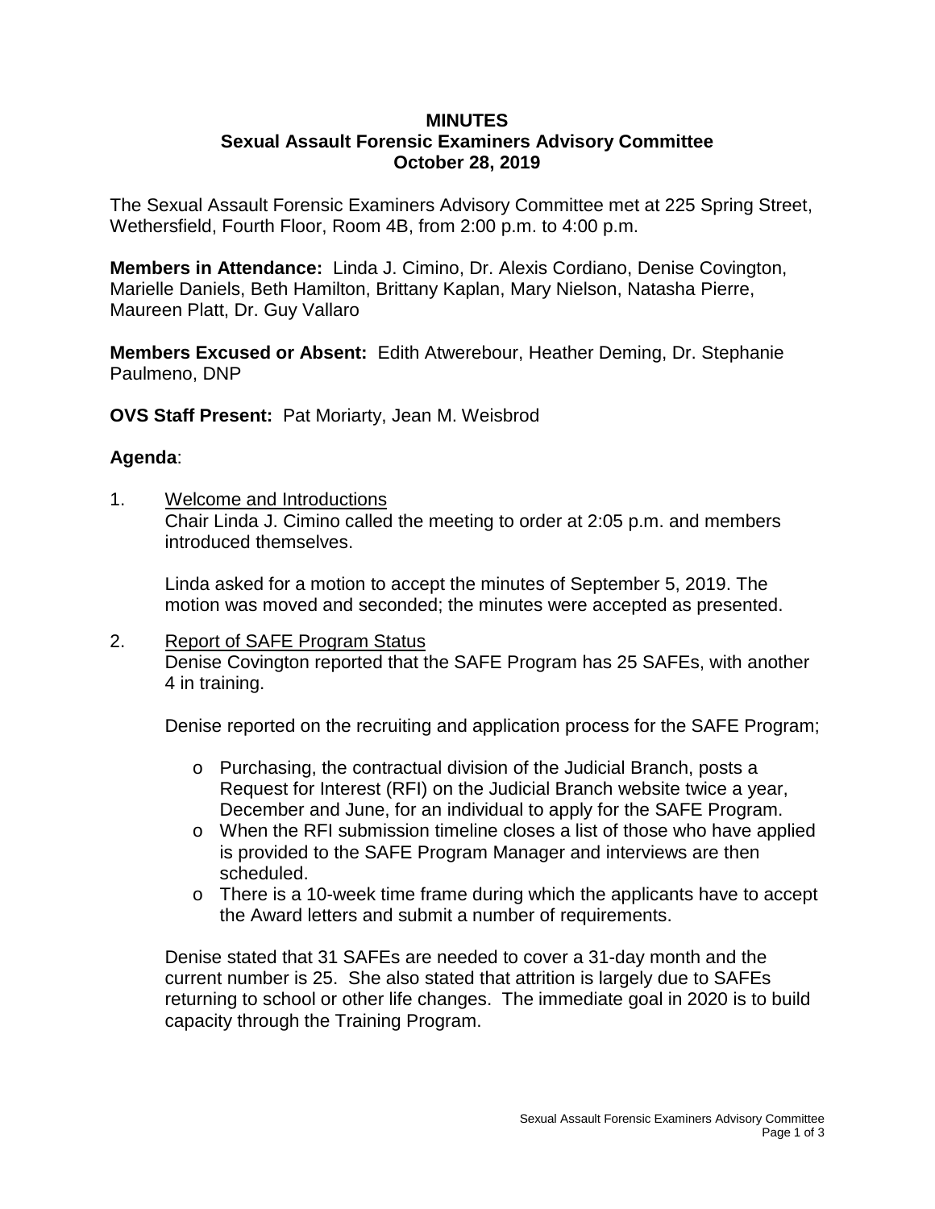# MINUTES
## Sexual Assault Forensic Examiners Advisory Committee
## October 28, 2019

The Sexual Assault Forensic Examiners Advisory Committee met at 225 Spring Street, Wethersfield, Fourth Floor, Room 4B, from 2:00 p.m. to 4:00 p.m.

**Members in Attendance:** Linda J. Cimino, Dr. Alexis Cordiano, Denise Covington, Marielle Daniels, Beth Hamilton, Brittany Kaplan, Mary Nielson, Natasha Pierre, Maureen Platt, Dr. Guy Vallaro

**Members Excused or Absent:** Edith Atwerebour, Heather Deming, Dr. Stephanie Paulmeno, DNP

**OVS Staff Present:** Pat Moriarty, Jean M. Weisbrod

**Agenda**:

1. Welcome and Introductions
   Chair Linda J. Cimino called the meeting to order at 2:05 p.m. and members introduced themselves.

   Linda asked for a motion to accept the minutes of September 5, 2019. The motion was moved and seconded; the minutes were accepted as presented.

2. Report of SAFE Program Status
   Denise Covington reported that the SAFE Program has 25 SAFEs, with another 4 in training.

   Denise reported on the recruiting and application process for the SAFE Program;

   - Purchasing, the contractual division of the Judicial Branch, posts a Request for Interest (RFI) on the Judicial Branch website twice a year, December and June, for an individual to apply for the SAFE Program.
   - When the RFI submission timeline closes a list of those who have applied is provided to the SAFE Program Manager and interviews are then scheduled.
   - There is a 10-week time frame during which the applicants have to accept the Award letters and submit a number of requirements.

   Denise stated that 31 SAFEs are needed to cover a 31-day month and the current number is 25. She also stated that attrition is largely due to SAFEs returning to school or other life changes. The immediate goal in 2020 is to build capacity through the Training Program.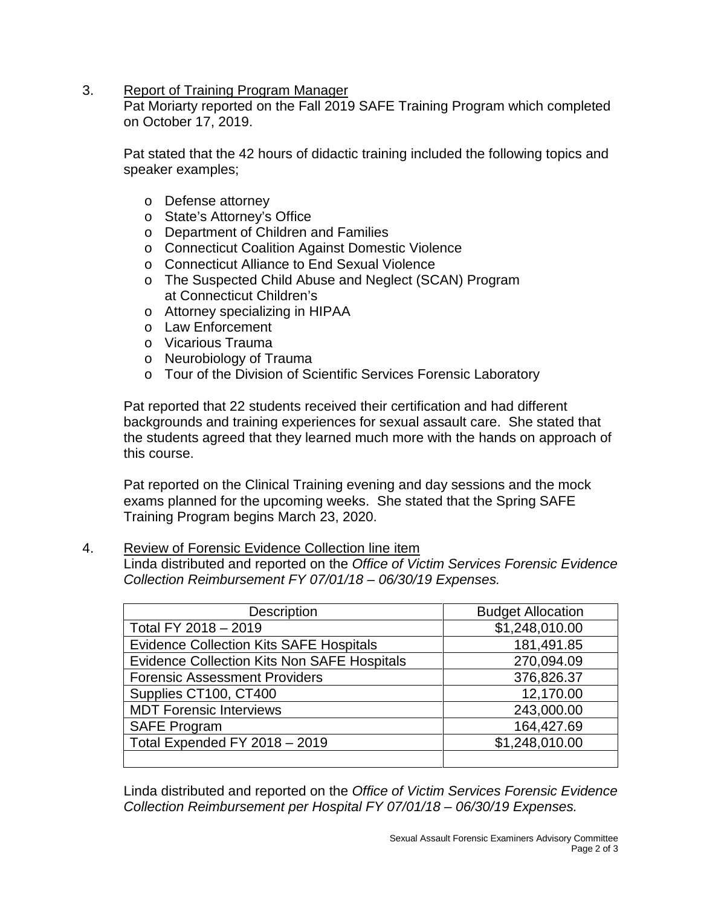3. <u>Report of Training Program Manager</u>
   Pat Moriarty reported on the Fall 2019 SAFE Training Program which completed on October 17, 2019.

   Pat stated that the 42 hours of didactic training included the following topics and speaker examples;

   - Defense attorney
   - State's Attorney's Office
   - Department of Children and Families
   - Connecticut Coalition Against Domestic Violence
   - Connecticut Alliance to End Sexual Violence
   - The Suspected Child Abuse and Neglect (SCAN) Program at Connecticut Children's
   - Attorney specializing in HIPAA
   - Law Enforcement
   - Vicarious Trauma
   - Neurobiology of Trauma
   - Tour of the Division of Scientific Services Forensic Laboratory

   Pat reported that 22 students received their certification and had different backgrounds and training experiences for sexual assault care. She stated that the students agreed that they learned much more with the hands on approach of this course.

   Pat reported on the Clinical Training evening and day sessions and the mock exams planned for the upcoming weeks. She stated that the Spring SAFE Training Program begins March 23, 2020.

4. <u>Review of Forensic Evidence Collection line item</u>
   Linda distributed and reported on the *Office of Victim Services Forensic Evidence Collection Reimbursement FY 07/01/18 – 06/30/19 Expenses.*

| Description | Budget Allocation |
|---|---|
| Total FY 2018 – 2019 | $1,248,010.00 |
| Evidence Collection Kits SAFE Hospitals | 181,491.85 |
| Evidence Collection Kits Non SAFE Hospitals | 270,094.09 |
| Forensic Assessment Providers | 376,826.37 |
| Supplies CT100, CT400 | 12,170.00 |
| MDT Forensic Interviews | 243,000.00 |
| SAFE Program | 164,427.69 |
| Total Expended FY 2018 – 2019 | $1,248,010.00 |
| | |

   Linda distributed and reported on the *Office of Victim Services Forensic Evidence Collection Reimbursement per Hospital FY 07/01/18 – 06/30/19 Expenses.*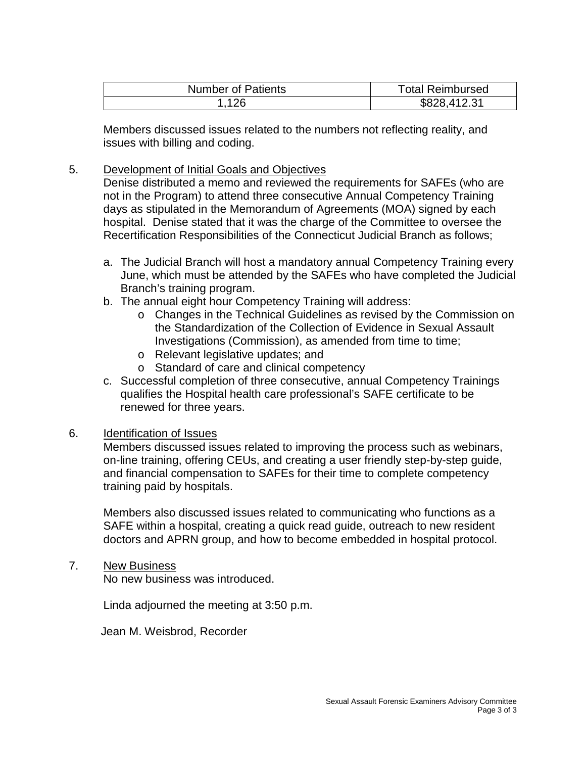| Number of Patients | Total Reimbursed |
| --- | --- |
| 1,126 | $828,412.31 |

Members discussed issues related to the numbers not reflecting reality, and issues with billing and coding.

5. <u>Development of Initial Goals and Objectives</u>

   Denise distributed a memo and reviewed the requirements for SAFEs (who are not in the Program) to attend three consecutive Annual Competency Training days as stipulated in the Memorandum of Agreements (MOA) signed by each hospital. Denise stated that it was the charge of the Committee to oversee the Recertification Responsibilities of the Connecticut Judicial Branch as follows;

   a. The Judicial Branch will host a mandatory annual Competency Training every June, which must be attended by the SAFEs who have completed the Judicial Branch's training program.
   b. The annual eight hour Competency Training will address:
      - Changes in the Technical Guidelines as revised by the Commission on the Standardization of the Collection of Evidence in Sexual Assault Investigations (Commission), as amended from time to time;
      - Relevant legislative updates; and
      - Standard of care and clinical competency
   c. Successful completion of three consecutive, annual Competency Trainings qualifies the Hospital health care professional's SAFE certificate to be renewed for three years.

6. <u>Identification of Issues</u>

   Members discussed issues related to improving the process such as webinars, on-line training, offering CEUs, and creating a user friendly step-by-step guide, and financial compensation to SAFEs for their time to complete competency training paid by hospitals.

   Members also discussed issues related to communicating who functions as a SAFE within a hospital, creating a quick read guide, outreach to new resident doctors and APRN group, and how to become embedded in hospital protocol.

7. <u>New Business</u>

   No new business was introduced.

   Linda adjourned the meeting at 3:50 p.m.

   Jean M. Weisbrod, Recorder